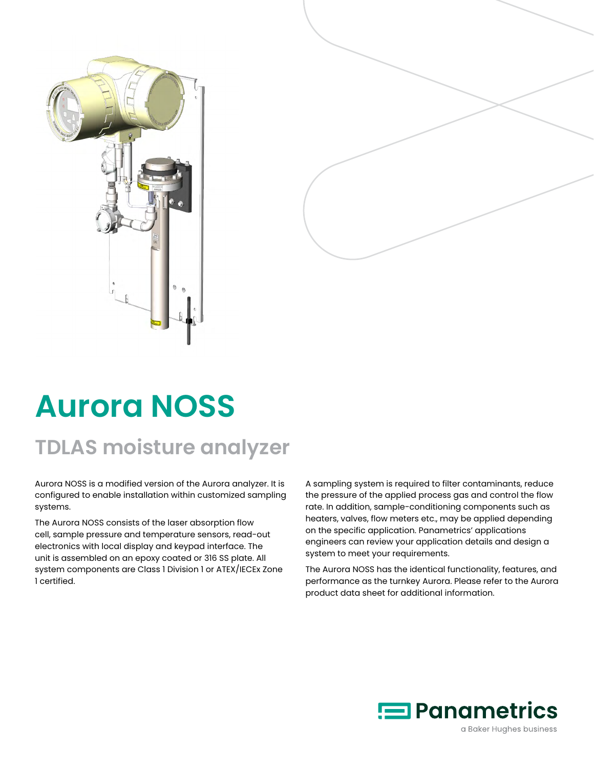# Aurora NOSS

## TDLAS moisture analyzer

Aurora NOSS is a modified version of the Aurora analyzer. It is configured to enable installation within customized sampling systems.

The Aurora NOSS consists of the laser absorption flow cell, sample pressure and temperature sensors, read-out electronics with local display and keypad interface. The unit is assembled on an epoxy coated or 316 SS plate. All system components are Class 1 Division 1 or ATEX/IECEx Zone 1 certified.

A sampling system is required to filter contaminants, reduce the pressure of the applied process gas and control the flow rate. In addition, sample-conditioning components such as heaters, valves, flow meters etc., may be applied depending on the specific application. Panametrics' applications engineers can review your application details and design a system to meet your requirements.

The Aurora NOSS has the identical functionality, features, and performance as the turnkey Aurora. Please refer to the Aurora product data sheet for additional information.

Panametrics

a Baker Hughes business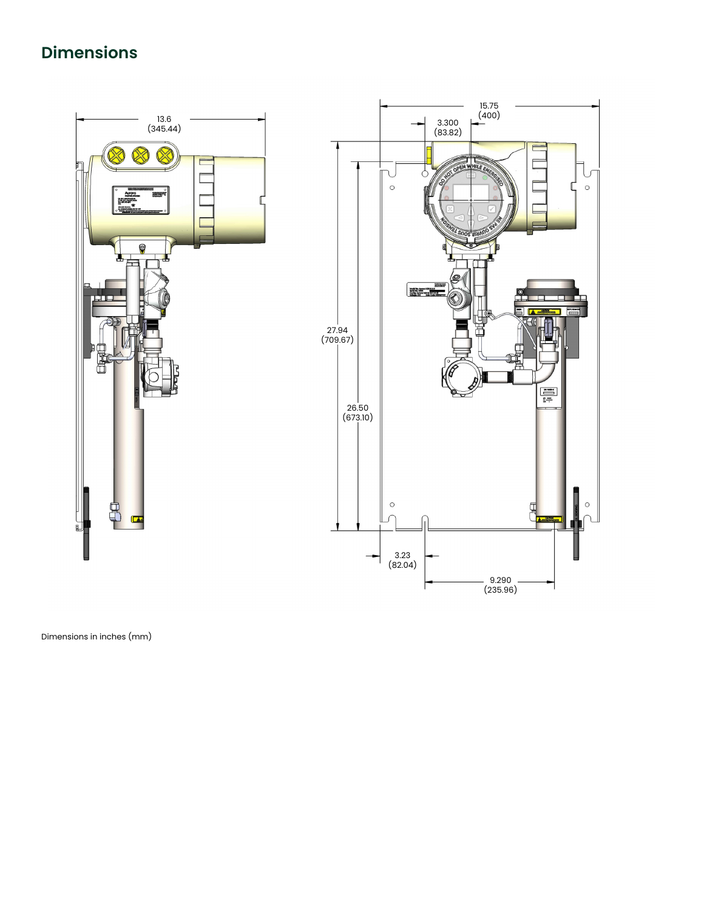# Dimensions

Dimensions in inches (mm)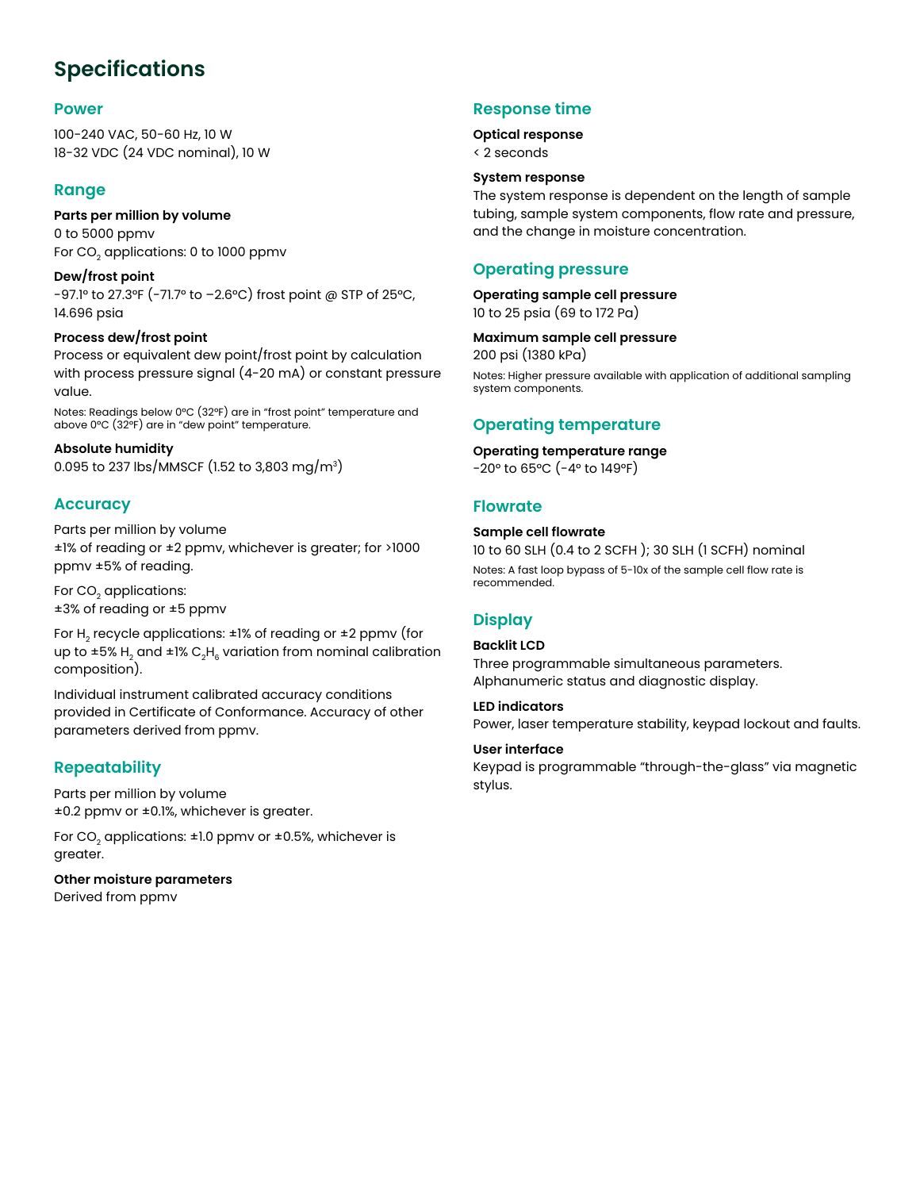# Specifications

## Power

100-240 VAC, 50-60 Hz, 10 W
18-32 VDC (24 VDC nominal), 10 W

## Range

**Parts per million by volume**
0 to 5000 ppmv
For $CO_2$ applications: 0 to 1000 ppmv

**Dew/frost point**
-97.1° to 27.3°F (-71.7° to –2.6°C) frost point @ STP of 25°C, 14.696 psia

**Process dew/frost point**
Process or equivalent dew point/frost point by calculation with process pressure signal (4-20 mA) or constant pressure value.

Notes: Readings below 0°C (32°F) are in "frost point" temperature and above 0°C (32°F) are in "dew point" temperature.

**Absolute humidity**
0.095 to 237 lbs/MMSCF (1.52 to 3,803 mg/$m^3$)

## Accuracy

Parts per million by volume
±1% of reading or ±2 ppmv, whichever is greater; for >1000 ppmv ±5% of reading.

For $CO_2$ applications:
±3% of reading or ±5 ppmv

For $H_2$ recycle applications: ±1% of reading or ±2 ppmv (for up to ±5% $H_2$ and ±1% $C_2H_6$ variation from nominal calibration composition).

Individual instrument calibrated accuracy conditions provided in Certificate of Conformance. Accuracy of other parameters derived from ppmv.

## Repeatability

Parts per million by volume
±0.2 ppmv or ±0.1%, whichever is greater.

For $CO_2$ applications: ±1.0 ppmv or ±0.5%, whichever is greater.

**Other moisture parameters**
Derived from ppmv

## Response time

**Optical response**
< 2 seconds

**System response**
The system response is dependent on the length of sample tubing, sample system components, flow rate and pressure, and the change in moisture concentration.

## Operating pressure

**Operating sample cell pressure**
10 to 25 psia (69 to 172 Pa)

**Maximum sample cell pressure**
200 psi (1380 kPa)

Notes: Higher pressure available with application of additional sampling system components.

## Operating temperature

**Operating temperature range**
-20° to 65°C (-4° to 149°F)

## Flowrate

**Sample cell flowrate**
10 to 60 SLH (0.4 to 2 SCFH ); 30 SLH (1 SCFH) nominal

Notes: A fast loop bypass of 5-10x of the sample cell flow rate is recommended.

## Display

**Backlit LCD**
Three programmable simultaneous parameters.
Alphanumeric status and diagnostic display.

**LED indicators**
Power, laser temperature stability, keypad lockout and faults.

**User interface**
Keypad is programmable "through-the-glass" via magnetic stylus.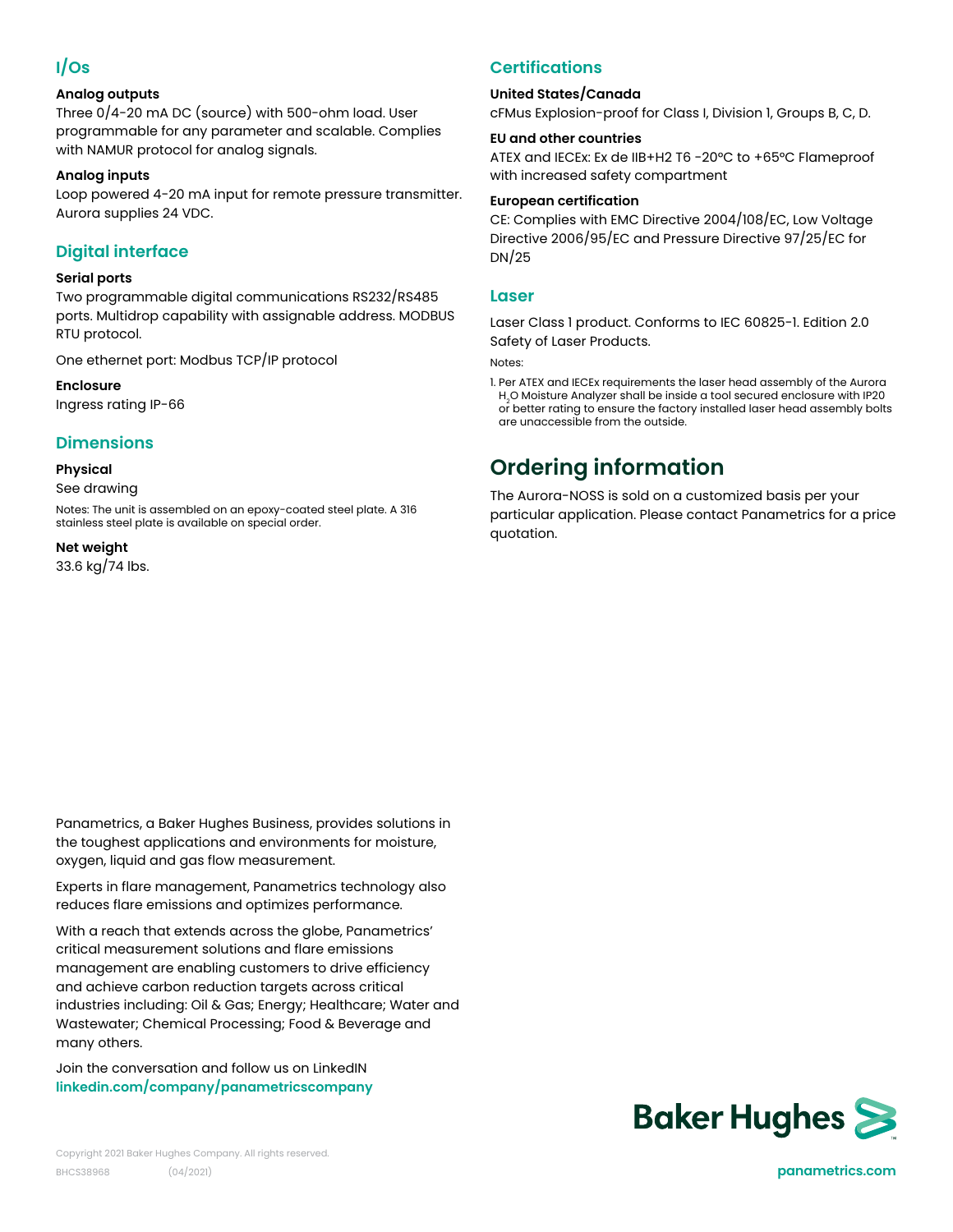## I/Os

**Analog outputs**

Three 0/4-20 mA DC (source) with 500-ohm load. User programmable for any parameter and scalable. Complies with NAMUR protocol for analog signals.

**Analog inputs**

Loop powered 4-20 mA input for remote pressure transmitter. Aurora supplies 24 VDC.

## Digital interface

**Serial ports**

Two programmable digital communications RS232/RS485 ports. Multidrop capability with assignable address. MODBUS RTU protocol.

One ethernet port: Modbus TCP/IP protocol

**Enclosure**

Ingress rating IP-66

## Dimensions

**Physical**

See drawing

Notes: The unit is assembled on an epoxy-coated steel plate. A 316 stainless steel plate is available on special order.

**Net weight**

33.6 kg/74 lbs.

## Certifications

**United States/Canada**

cFMus Explosion-proof for Class I, Division 1, Groups B, C, D.

**EU and other countries**

ATEX and IECEx: Ex de IIB+H2 T6 -20°C to +65°C Flameproof with increased safety compartment

**European certification**

CE: Complies with EMC Directive 2004/108/EC, Low Voltage Directive 2006/95/EC and Pressure Directive 97/25/EC for DN/25

## Laser

Laser Class 1 product. Conforms to IEC 60825-1. Edition 2.0 Safety of Laser Products.

Notes:

1. Per ATEX and IECEx requirements the laser head assembly of the Aurora $H_2O$ Moisture Analyzer shall be inside a tool secured enclosure with IP20 or better rating to ensure the factory installed laser head assembly bolts are unaccessible from the outside.

# Ordering information

The Aurora-NOSS is sold on a customized basis per your particular application. Please contact Panametrics for a price quotation.

Panametrics, a Baker Hughes Business, provides solutions in the toughest applications and environments for moisture, oxygen, liquid and gas flow measurement.

Experts in flare management, Panametrics technology also reduces flare emissions and optimizes performance.

With a reach that extends across the globe, Panametrics' critical measurement solutions and flare emissions management are enabling customers to drive efficiency and achieve carbon reduction targets across critical industries including: Oil & Gas; Energy; Healthcare; Water and Wastewater; Chemical Processing; Food & Beverage and many others.

Join the conversation and follow us on LinkedIN
**linkedin.com/company/panametricscompany**

Baker Hughes

Copyright 2021 Baker Hughes Company. All rights reserved.

BHCS38968 (04/2021)

**panametrics.com**